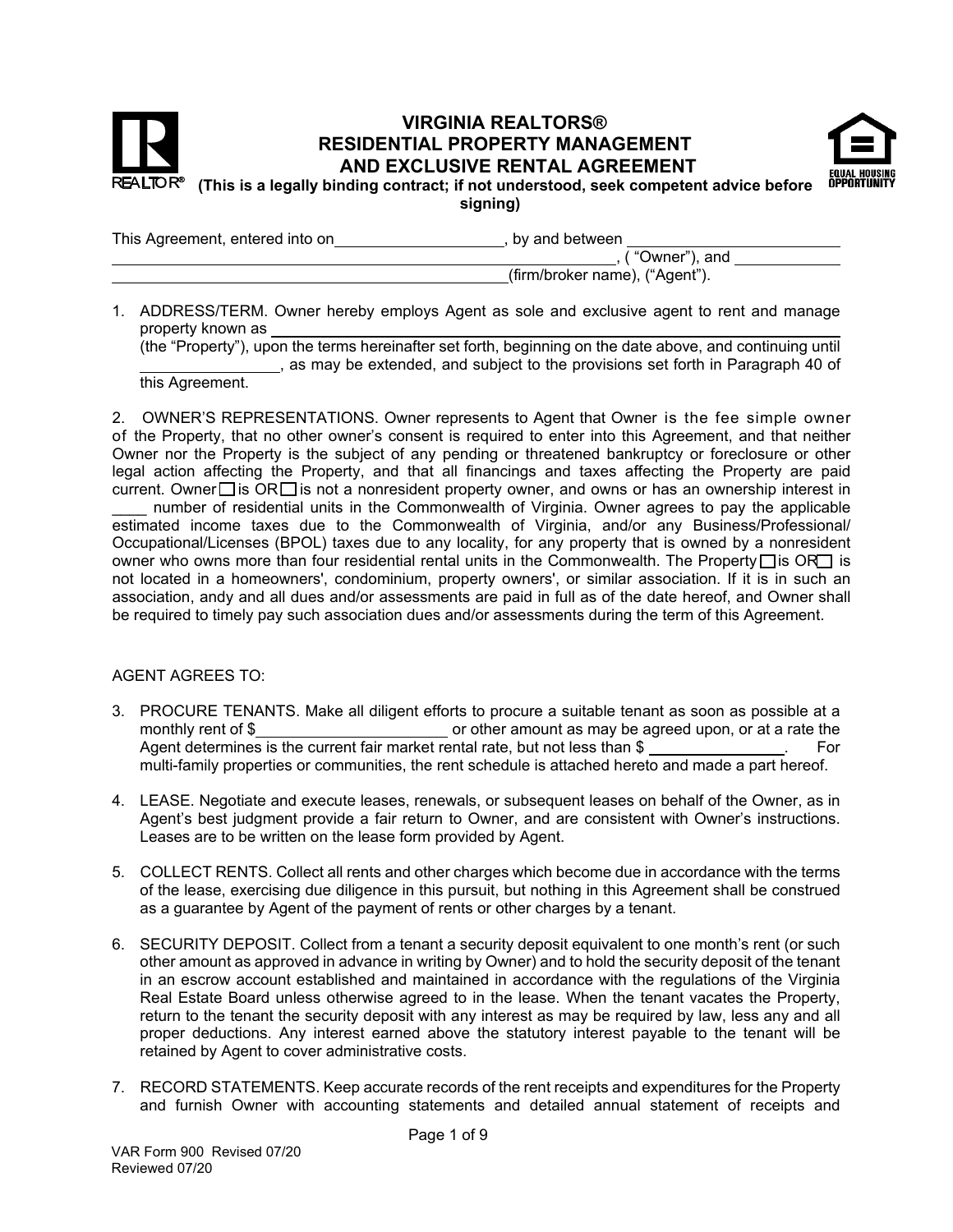# VIRGINIA REALTORS®
## RESIDENTIAL PROPERTY MANAGEMENT AND EXCLUSIVE RENTAL AGREEMENT

**(This is a legally binding contract; if not understood, seek competent advice before signing)**

This Agreement, entered into on ____________________, by and between ______________________________ ______________________________________________________________, ( "Owner"), and ____________ ______________________________________________(firm/broker name), ("Agent").

1. ADDRESS/TERM. Owner hereby employs Agent as sole and exclusive agent to rent and manage property known as ______________________________________________________________ (the "Property"), upon the terms hereinafter set forth, beginning on the date above, and continuing until ________________, as may be extended, and subject to the provisions set forth in Paragraph 40 of this Agreement.

2. OWNER'S REPRESENTATIONS. Owner represents to Agent that Owner is the fee simple owner of the Property, that no other owner's consent is required to enter into this Agreement, and that neither Owner nor the Property is the subject of any pending or threatened bankruptcy or foreclosure or other legal action affecting the Property, and that all financings and taxes affecting the Property are paid current. Owner ☐ is OR ☐ is not a nonresident property owner, and owns or has an ownership interest in ____ number of residential units in the Commonwealth of Virginia. Owner agrees to pay the applicable estimated income taxes due to the Commonwealth of Virginia, and/or any Business/Professional/ Occupational/Licenses (BPOL) taxes due to any locality, for any property that is owned by a nonresident owner who owns more than four residential rental units in the Commonwealth. The Property ☐ is OR ☐ is not located in a homeowners', condominium, property owners', or similar association. If it is in such an association, andy and all dues and/or assessments are paid in full as of the date hereof, and Owner shall be required to timely pay such association dues and/or assessments during the term of this Agreement.

AGENT AGREES TO:

3. PROCURE TENANTS. Make all diligent efforts to procure a suitable tenant as soon as possible at a monthly rent of $______________________ or other amount as may be agreed upon, or at a rate the Agent determines is the current fair market rental rate, but not less than $ ________________. For multi-family properties or communities, the rent schedule is attached hereto and made a part hereof.

4. LEASE. Negotiate and execute leases, renewals, or subsequent leases on behalf of the Owner, as in Agent's best judgment provide a fair return to Owner, and are consistent with Owner's instructions. Leases are to be written on the lease form provided by Agent.

5. COLLECT RENTS. Collect all rents and other charges which become due in accordance with the terms of the lease, exercising due diligence in this pursuit, but nothing in this Agreement shall be construed as a guarantee by Agent of the payment of rents or other charges by a tenant.

6. SECURITY DEPOSIT. Collect from a tenant a security deposit equivalent to one month's rent (or such other amount as approved in advance in writing by Owner) and to hold the security deposit of the tenant in an escrow account established and maintained in accordance with the regulations of the Virginia Real Estate Board unless otherwise agreed to in the lease. When the tenant vacates the Property, return to the tenant the security deposit with any interest as may be required by law, less any and all proper deductions. Any interest earned above the statutory interest payable to the tenant will be retained by Agent to cover administrative costs.

7. RECORD STATEMENTS. Keep accurate records of the rent receipts and expenditures for the Property and furnish Owner with accounting statements and detailed annual statement of receipts and

VAR Form 900 Revised 07/20
Reviewed 07/20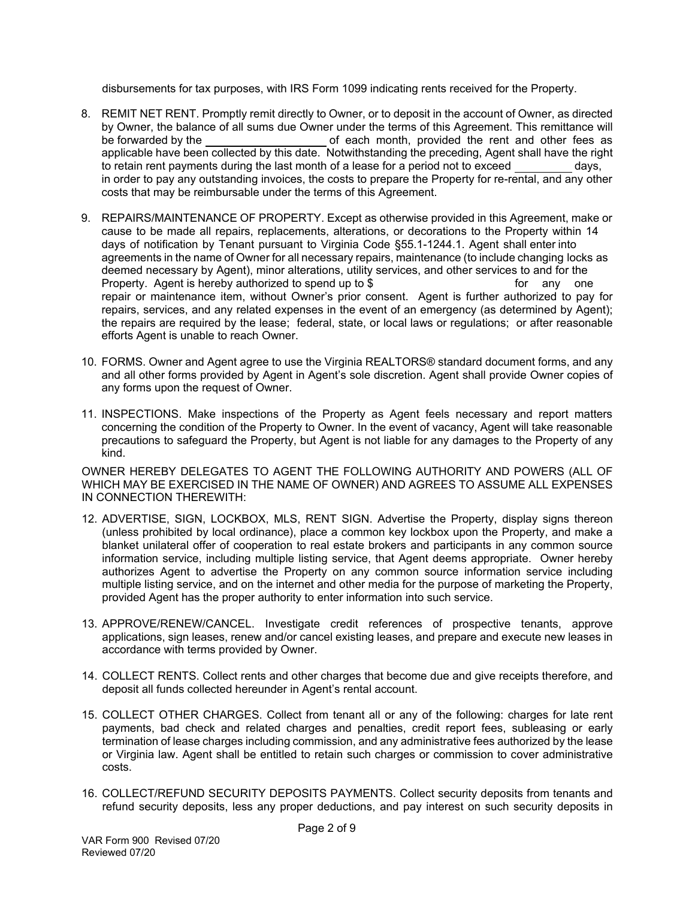disbursements for tax purposes, with IRS Form 1099 indicating rents received for the Property.

8. REMIT NET RENT. Promptly remit directly to Owner, or to deposit in the account of Owner, as directed by Owner, the balance of all sums due Owner under the terms of this Agreement. This remittance will be forwarded by the ____________________ of each month, provided the rent and other fees as applicable have been collected by this date. Notwithstanding the preceding, Agent shall have the right to retain rent payments during the last month of a lease for a period not to exceed __________ days, in order to pay any outstanding invoices, the costs to prepare the Property for re-rental, and any other costs that may be reimbursable under the terms of this Agreement.

9. REPAIRS/MAINTENANCE OF PROPERTY. Except as otherwise provided in this Agreement, make or cause to be made all repairs, replacements, alterations, or decorations to the Property within 14 days of notification by Tenant pursuant to Virginia Code §55.1-1244.1. Agent shall enter into agreements in the name of Owner for all necessary repairs, maintenance (to include changing locks as deemed necessary by Agent), minor alterations, utility services, and other services to and for the Property. Agent is hereby authorized to spend up to $ for any one repair or maintenance item, without Owner's prior consent. Agent is further authorized to pay for repairs, services, and any related expenses in the event of an emergency (as determined by Agent); the repairs are required by the lease; federal, state, or local laws or regulations; or after reasonable efforts Agent is unable to reach Owner.

10. FORMS. Owner and Agent agree to use the Virginia REALTORS® standard document forms, and any and all other forms provided by Agent in Agent's sole discretion. Agent shall provide Owner copies of any forms upon the request of Owner.

11. INSPECTIONS. Make inspections of the Property as Agent feels necessary and report matters concerning the condition of the Property to Owner. In the event of vacancy, Agent will take reasonable precautions to safeguard the Property, but Agent is not liable for any damages to the Property of any kind.

OWNER HEREBY DELEGATES TO AGENT THE FOLLOWING AUTHORITY AND POWERS (ALL OF WHICH MAY BE EXERCISED IN THE NAME OF OWNER) AND AGREES TO ASSUME ALL EXPENSES IN CONNECTION THEREWITH:

12. ADVERTISE, SIGN, LOCKBOX, MLS, RENT SIGN. Advertise the Property, display signs thereon (unless prohibited by local ordinance), place a common key lockbox upon the Property, and make a blanket unilateral offer of cooperation to real estate brokers and participants in any common source information service, including multiple listing service, that Agent deems appropriate. Owner hereby authorizes Agent to advertise the Property on any common source information service including multiple listing service, and on the internet and other media for the purpose of marketing the Property, provided Agent has the proper authority to enter information into such service.

13. APPROVE/RENEW/CANCEL. Investigate credit references of prospective tenants, approve applications, sign leases, renew and/or cancel existing leases, and prepare and execute new leases in accordance with terms provided by Owner.

14. COLLECT RENTS. Collect rents and other charges that become due and give receipts therefore, and deposit all funds collected hereunder in Agent's rental account.

15. COLLECT OTHER CHARGES. Collect from tenant all or any of the following: charges for late rent payments, bad check and related charges and penalties, credit report fees, subleasing or early termination of lease charges including commission, and any administrative fees authorized by the lease or Virginia law. Agent shall be entitled to retain such charges or commission to cover administrative costs.

16. COLLECT/REFUND SECURITY DEPOSITS PAYMENTS. Collect security deposits from tenants and refund security deposits, less any proper deductions, and pay interest on such security deposits in

VAR Form 900 Revised 07/20
Reviewed 07/20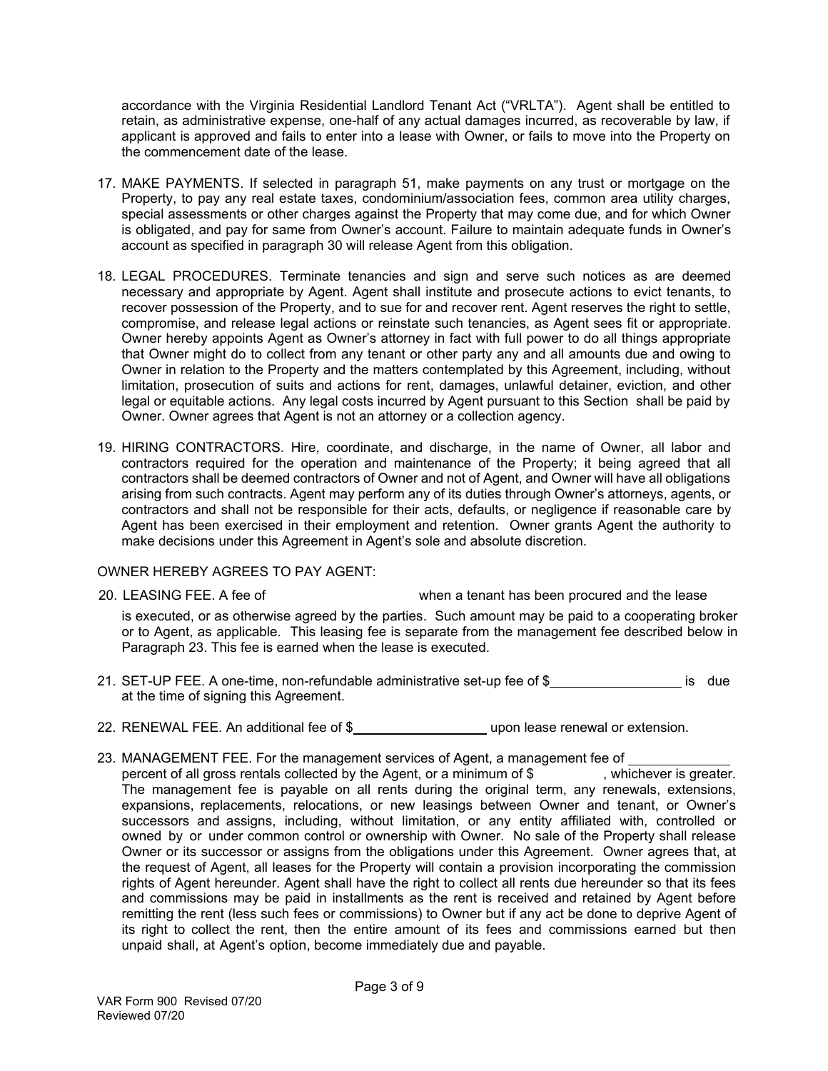accordance with the Virginia Residential Landlord Tenant Act ("VRLTA"). Agent shall be entitled to retain, as administrative expense, one-half of any actual damages incurred, as recoverable by law, if applicant is approved and fails to enter into a lease with Owner, or fails to move into the Property on the commencement date of the lease.

17. MAKE PAYMENTS. If selected in paragraph 51, make payments on any trust or mortgage on the Property, to pay any real estate taxes, condominium/association fees, common area utility charges, special assessments or other charges against the Property that may come due, and for which Owner is obligated, and pay for same from Owner's account. Failure to maintain adequate funds in Owner's account as specified in paragraph 30 will release Agent from this obligation.

18. LEGAL PROCEDURES. Terminate tenancies and sign and serve such notices as are deemed necessary and appropriate by Agent. Agent shall institute and prosecute actions to evict tenants, to recover possession of the Property, and to sue for and recover rent. Agent reserves the right to settle, compromise, and release legal actions or reinstate such tenancies, as Agent sees fit or appropriate. Owner hereby appoints Agent as Owner's attorney in fact with full power to do all things appropriate that Owner might do to collect from any tenant or other party any and all amounts due and owing to Owner in relation to the Property and the matters contemplated by this Agreement, including, without limitation, prosecution of suits and actions for rent, damages, unlawful detainer, eviction, and other legal or equitable actions. Any legal costs incurred by Agent pursuant to this Section shall be paid by Owner. Owner agrees that Agent is not an attorney or a collection agency.

19. HIRING CONTRACTORS. Hire, coordinate, and discharge, in the name of Owner, all labor and contractors required for the operation and maintenance of the Property; it being agreed that all contractors shall be deemed contractors of Owner and not of Agent, and Owner will have all obligations arising from such contracts. Agent may perform any of its duties through Owner's attorneys, agents, or contractors and shall not be responsible for their acts, defaults, or negligence if reasonable care by Agent has been exercised in their employment and retention. Owner grants Agent the authority to make decisions under this Agreement in Agent's sole and absolute discretion.

OWNER HEREBY AGREES TO PAY AGENT:

20. LEASING FEE. A fee of                              when a tenant has been procured and the lease is executed, or as otherwise agreed by the parties. Such amount may be paid to a cooperating broker or to Agent, as applicable. This leasing fee is separate from the management fee described below in Paragraph 23. This fee is earned when the lease is executed.

21. SET-UP FEE. A one-time, non-refundable administrative set-up fee of $__________________ is due at the time of signing this Agreement.

22. RENEWAL FEE. An additional fee of $__________________ upon lease renewal or extension.

23. MANAGEMENT FEE. For the management services of Agent, a management fee of ______________ percent of all gross rentals collected by the Agent, or a minimum of $              , whichever is greater. The management fee is payable on all rents during the original term, any renewals, extensions, expansions, replacements, relocations, or new leasings between Owner and tenant, or Owner's successors and assigns, including, without limitation, or any entity affiliated with, controlled or owned by or under common control or ownership with Owner. No sale of the Property shall release Owner or its successor or assigns from the obligations under this Agreement. Owner agrees that, at the request of Agent, all leases for the Property will contain a provision incorporating the commission rights of Agent hereunder. Agent shall have the right to collect all rents due hereunder so that its fees and commissions may be paid in installments as the rent is received and retained by Agent before remitting the rent (less such fees or commissions) to Owner but if any act be done to deprive Agent of its right to collect the rent, then the entire amount of its fees and commissions earned but then unpaid shall, at Agent's option, become immediately due and payable.

VAR Form 900 Revised 07/20
Reviewed 07/20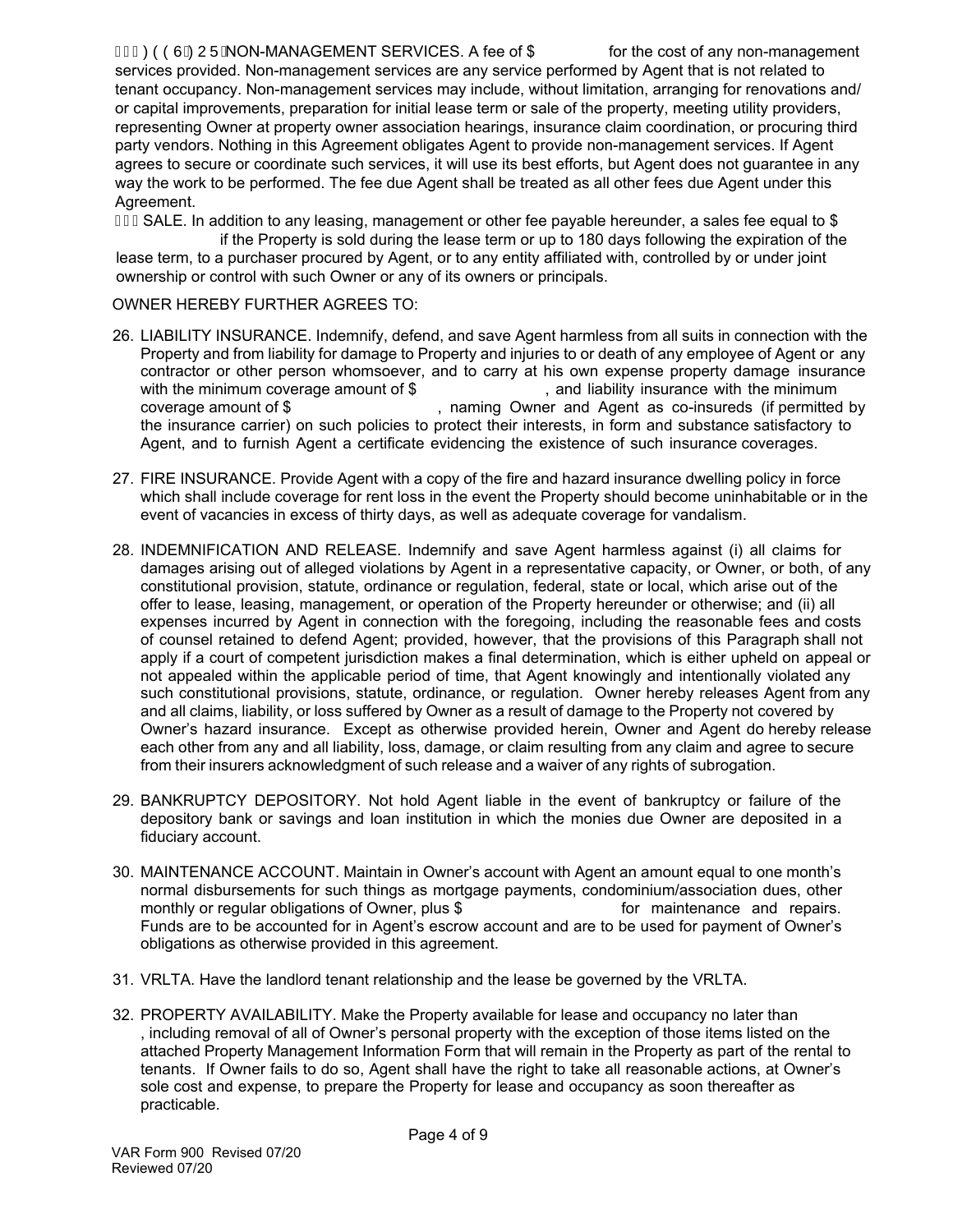( ) ( ( 6 ) 2 5 NON-MANAGEMENT SERVICES. A fee of $ for the cost of any non-management services provided. Non-management services are any service performed by Agent that is not related to tenant occupancy. Non-management services may include, without limitation, arranging for renovations and/ or capital improvements, preparation for initial lease term or sale of the property, meeting utility providers, representing Owner at property owner association hearings, insurance claim coordination, or procuring third party vendors. Nothing in this Agreement obligates Agent to provide non-management services. If Agent agrees to secure or coordinate such services, it will use its best efforts, but Agent does not guarantee in any way the work to be performed. The fee due Agent shall be treated as all other fees due Agent under this Agreement.

SALE. In addition to any leasing, management or other fee payable hereunder, a sales fee equal to $ if the Property is sold during the lease term or up to 180 days following the expiration of the lease term, to a purchaser procured by Agent, or to any entity affiliated with, controlled by or under joint ownership or control with such Owner or any of its owners or principals.

OWNER HEREBY FURTHER AGREES TO:

26. LIABILITY INSURANCE. Indemnify, defend, and save Agent harmless from all suits in connection with the Property and from liability for damage to Property and injuries to or death of any employee of Agent or any contractor or other person whomsoever, and to carry at his own expense property damage insurance with the minimum coverage amount of $ , and liability insurance with the minimum coverage amount of $ , naming Owner and Agent as co-insureds (if permitted by the insurance carrier) on such policies to protect their interests, in form and substance satisfactory to Agent, and to furnish Agent a certificate evidencing the existence of such insurance coverages.

27. FIRE INSURANCE. Provide Agent with a copy of the fire and hazard insurance dwelling policy in force which shall include coverage for rent loss in the event the Property should become uninhabitable or in the event of vacancies in excess of thirty days, as well as adequate coverage for vandalism.

28. INDEMNIFICATION AND RELEASE. Indemnify and save Agent harmless against (i) all claims for damages arising out of alleged violations by Agent in a representative capacity, or Owner, or both, of any constitutional provision, statute, ordinance or regulation, federal, state or local, which arise out of the offer to lease, leasing, management, or operation of the Property hereunder or otherwise; and (ii) all expenses incurred by Agent in connection with the foregoing, including the reasonable fees and costs of counsel retained to defend Agent; provided, however, that the provisions of this Paragraph shall not apply if a court of competent jurisdiction makes a final determination, which is either upheld on appeal or not appealed within the applicable period of time, that Agent knowingly and intentionally violated any such constitutional provisions, statute, ordinance, or regulation. Owner hereby releases Agent from any and all claims, liability, or loss suffered by Owner as a result of damage to the Property not covered by Owner's hazard insurance. Except as otherwise provided herein, Owner and Agent do hereby release each other from any and all liability, loss, damage, or claim resulting from any claim and agree to secure from their insurers acknowledgment of such release and a waiver of any rights of subrogation.

29. BANKRUPTCY DEPOSITORY. Not hold Agent liable in the event of bankruptcy or failure of the depository bank or savings and loan institution in which the monies due Owner are deposited in a fiduciary account.

30. MAINTENANCE ACCOUNT. Maintain in Owner's account with Agent an amount equal to one month's normal disbursements for such things as mortgage payments, condominium/association dues, other monthly or regular obligations of Owner, plus $ for maintenance and repairs. Funds are to be accounted for in Agent's escrow account and are to be used for payment of Owner's obligations as otherwise provided in this agreement.

31. VRLTA. Have the landlord tenant relationship and the lease be governed by the VRLTA.

32. PROPERTY AVAILABILITY. Make the Property available for lease and occupancy no later than , including removal of all of Owner's personal property with the exception of those items listed on the attached Property Management Information Form that will remain in the Property as part of the rental to tenants. If Owner fails to do so, Agent shall have the right to take all reasonable actions, at Owner's sole cost and expense, to prepare the Property for lease and occupancy as soon thereafter as practicable.

VAR Form 900 Revised 07/20
Reviewed 07/20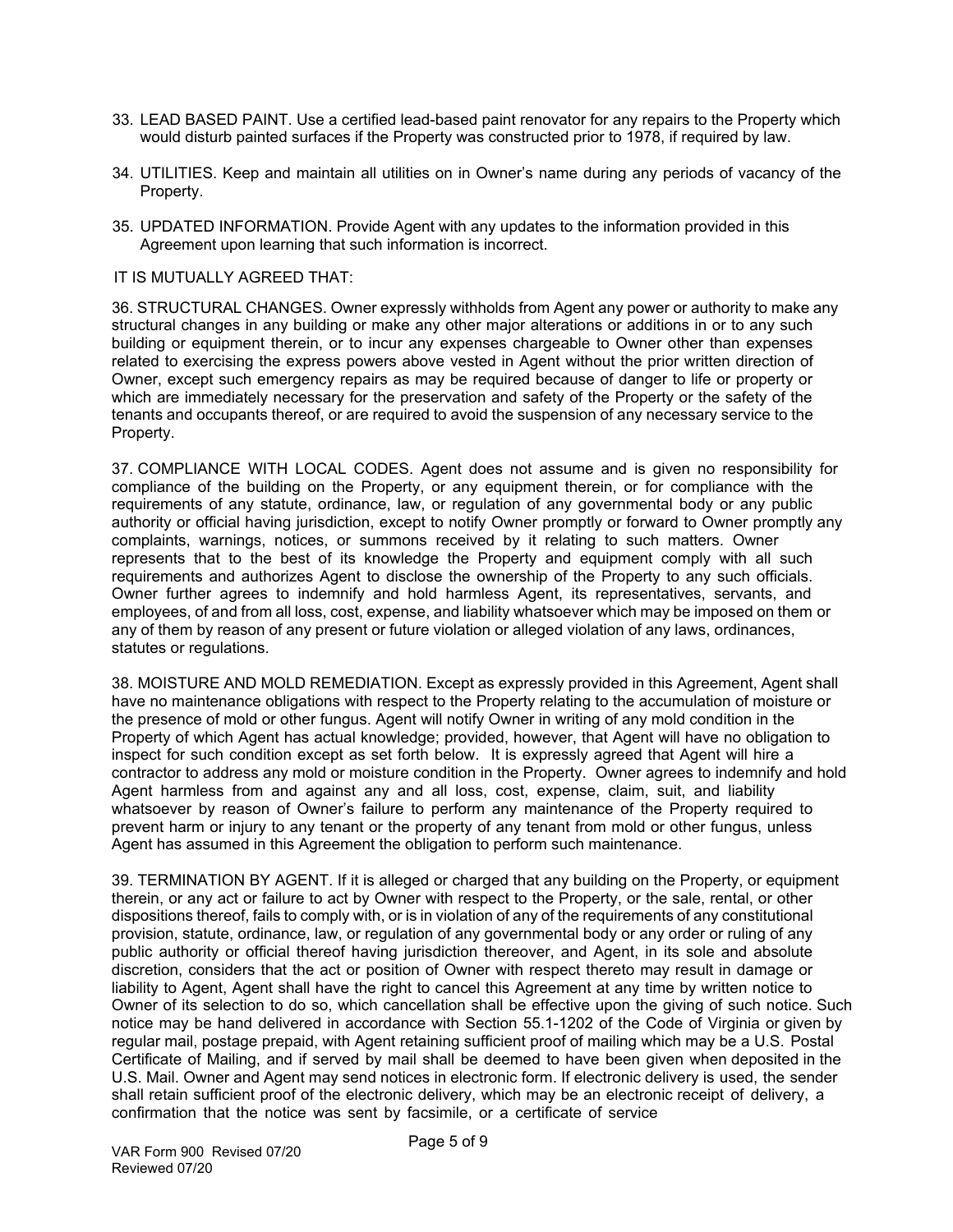33. LEAD BASED PAINT. Use a certified lead-based paint renovator for any repairs to the Property which would disturb painted surfaces if the Property was constructed prior to 1978, if required by law.

34. UTILITIES. Keep and maintain all utilities on in Owner's name during any periods of vacancy of the Property.

35. UPDATED INFORMATION. Provide Agent with any updates to the information provided in this Agreement upon learning that such information is incorrect.

IT IS MUTUALLY AGREED THAT:

36. STRUCTURAL CHANGES. Owner expressly withholds from Agent any power or authority to make any structural changes in any building or make any other major alterations or additions in or to any such building or equipment therein, or to incur any expenses chargeable to Owner other than expenses related to exercising the express powers above vested in Agent without the prior written direction of Owner, except such emergency repairs as may be required because of danger to life or property or which are immediately necessary for the preservation and safety of the Property or the safety of the tenants and occupants thereof, or are required to avoid the suspension of any necessary service to the Property.

37. COMPLIANCE WITH LOCAL CODES. Agent does not assume and is given no responsibility for compliance of the building on the Property, or any equipment therein, or for compliance with the requirements of any statute, ordinance, law, or regulation of any governmental body or any public authority or official having jurisdiction, except to notify Owner promptly or forward to Owner promptly any complaints, warnings, notices, or summons received by it relating to such matters. Owner represents that to the best of its knowledge the Property and equipment comply with all such requirements and authorizes Agent to disclose the ownership of the Property to any such officials. Owner further agrees to indemnify and hold harmless Agent, its representatives, servants, and employees, of and from all loss, cost, expense, and liability whatsoever which may be imposed on them or any of them by reason of any present or future violation or alleged violation of any laws, ordinances, statutes or regulations.

38. MOISTURE AND MOLD REMEDIATION. Except as expressly provided in this Agreement, Agent shall have no maintenance obligations with respect to the Property relating to the accumulation of moisture or the presence of mold or other fungus. Agent will notify Owner in writing of any mold condition in the Property of which Agent has actual knowledge; provided, however, that Agent will have no obligation to inspect for such condition except as set forth below. It is expressly agreed that Agent will hire a contractor to address any mold or moisture condition in the Property. Owner agrees to indemnify and hold Agent harmless from and against any and all loss, cost, expense, claim, suit, and liability whatsoever by reason of Owner's failure to perform any maintenance of the Property required to prevent harm or injury to any tenant or the property of any tenant from mold or other fungus, unless Agent has assumed in this Agreement the obligation to perform such maintenance.

39. TERMINATION BY AGENT. If it is alleged or charged that any building on the Property, or equipment therein, or any act or failure to act by Owner with respect to the Property, or the sale, rental, or other dispositions thereof, fails to comply with, or is in violation of any of the requirements of any constitutional provision, statute, ordinance, law, or regulation of any governmental body or any order or ruling of any public authority or official thereof having jurisdiction thereover, and Agent, in its sole and absolute discretion, considers that the act or position of Owner with respect thereto may result in damage or liability to Agent, Agent shall have the right to cancel this Agreement at any time by written notice to Owner of its selection to do so, which cancellation shall be effective upon the giving of such notice. Such notice may be hand delivered in accordance with Section 55.1-1202 of the Code of Virginia or given by regular mail, postage prepaid, with Agent retaining sufficient proof of mailing which may be a U.S. Postal Certificate of Mailing, and if served by mail shall be deemed to have been given when deposited in the U.S. Mail. Owner and Agent may send notices in electronic form. If electronic delivery is used, the sender shall retain sufficient proof of the electronic delivery, which may be an electronic receipt of delivery, a confirmation that the notice was sent by facsimile, or a certificate of service

VAR Form 900 Revised 07/20
Reviewed 07/20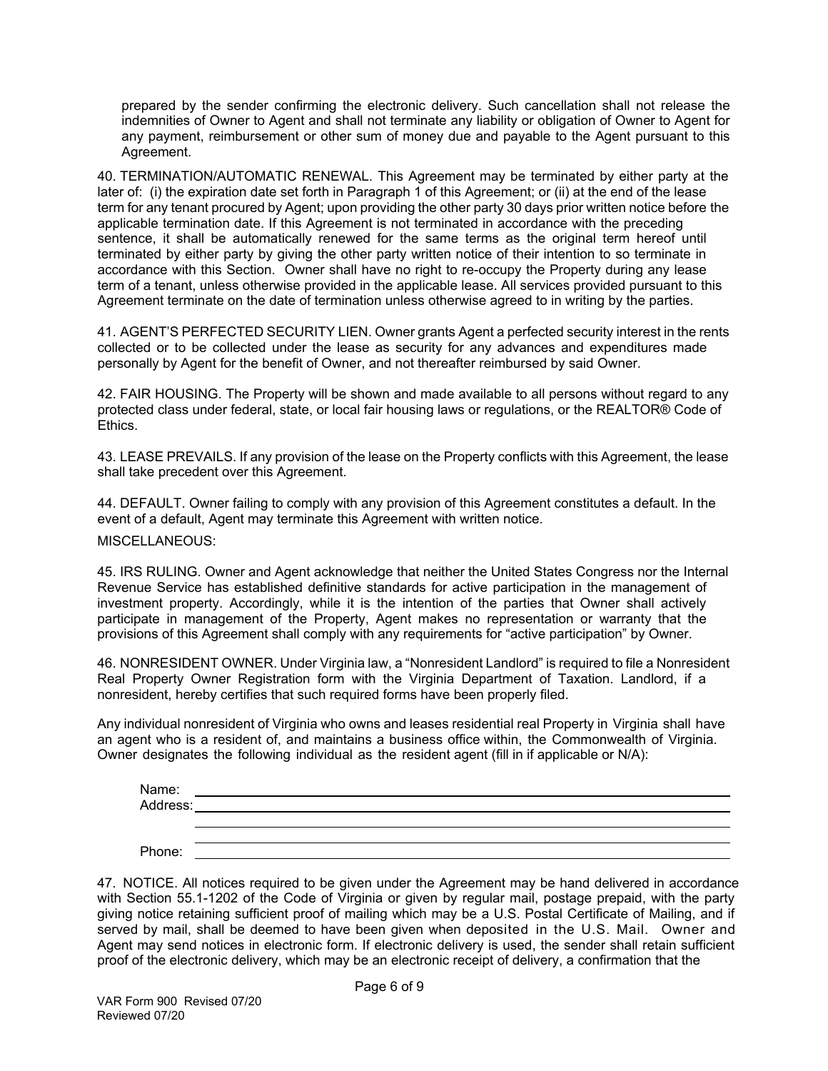prepared by the sender confirming the electronic delivery. Such cancellation shall not release the indemnities of Owner to Agent and shall not terminate any liability or obligation of Owner to Agent for any payment, reimbursement or other sum of money due and payable to the Agent pursuant to this Agreement.

40. TERMINATION/AUTOMATIC RENEWAL. This Agreement may be terminated by either party at the later of: (i) the expiration date set forth in Paragraph 1 of this Agreement; or (ii) at the end of the lease term for any tenant procured by Agent; upon providing the other party 30 days prior written notice before the applicable termination date. If this Agreement is not terminated in accordance with the preceding sentence, it shall be automatically renewed for the same terms as the original term hereof until terminated by either party by giving the other party written notice of their intention to so terminate in accordance with this Section. Owner shall have no right to re-occupy the Property during any lease term of a tenant, unless otherwise provided in the applicable lease. All services provided pursuant to this Agreement terminate on the date of termination unless otherwise agreed to in writing by the parties.

41. AGENT'S PERFECTED SECURITY LIEN. Owner grants Agent a perfected security interest in the rents collected or to be collected under the lease as security for any advances and expenditures made personally by Agent for the benefit of Owner, and not thereafter reimbursed by said Owner.

42. FAIR HOUSING. The Property will be shown and made available to all persons without regard to any protected class under federal, state, or local fair housing laws or regulations, or the REALTOR® Code of Ethics.

43. LEASE PREVAILS. If any provision of the lease on the Property conflicts with this Agreement, the lease shall take precedent over this Agreement.

44. DEFAULT. Owner failing to comply with any provision of this Agreement constitutes a default. In the event of a default, Agent may terminate this Agreement with written notice.

MISCELLANEOUS:

45. IRS RULING. Owner and Agent acknowledge that neither the United States Congress nor the Internal Revenue Service has established definitive standards for active participation in the management of investment property. Accordingly, while it is the intention of the parties that Owner shall actively participate in management of the Property, Agent makes no representation or warranty that the provisions of this Agreement shall comply with any requirements for "active participation" by Owner.

46. NONRESIDENT OWNER. Under Virginia law, a "Nonresident Landlord" is required to file a Nonresident Real Property Owner Registration form with the Virginia Department of Taxation. Landlord, if a nonresident, hereby certifies that such required forms have been properly filed.

Any individual nonresident of Virginia who owns and leases residential real Property in Virginia shall have an agent who is a resident of, and maintains a business office within, the Commonwealth of Virginia. Owner designates the following individual as the resident agent (fill in if applicable or N/A):

Name: ______________________________________________

Address: ____________________________________________

____________________________________________

Phone: ______________________________________________

47. NOTICE. All notices required to be given under the Agreement may be hand delivered in accordance with Section 55.1-1202 of the Code of Virginia or given by regular mail, postage prepaid, with the party giving notice retaining sufficient proof of mailing which may be a U.S. Postal Certificate of Mailing, and if served by mail, shall be deemed to have been given when deposited in the U.S. Mail. Owner and Agent may send notices in electronic form. If electronic delivery is used, the sender shall retain sufficient proof of the electronic delivery, which may be an electronic receipt of delivery, a confirmation that the

VAR Form 900 Revised 07/20
Reviewed 07/20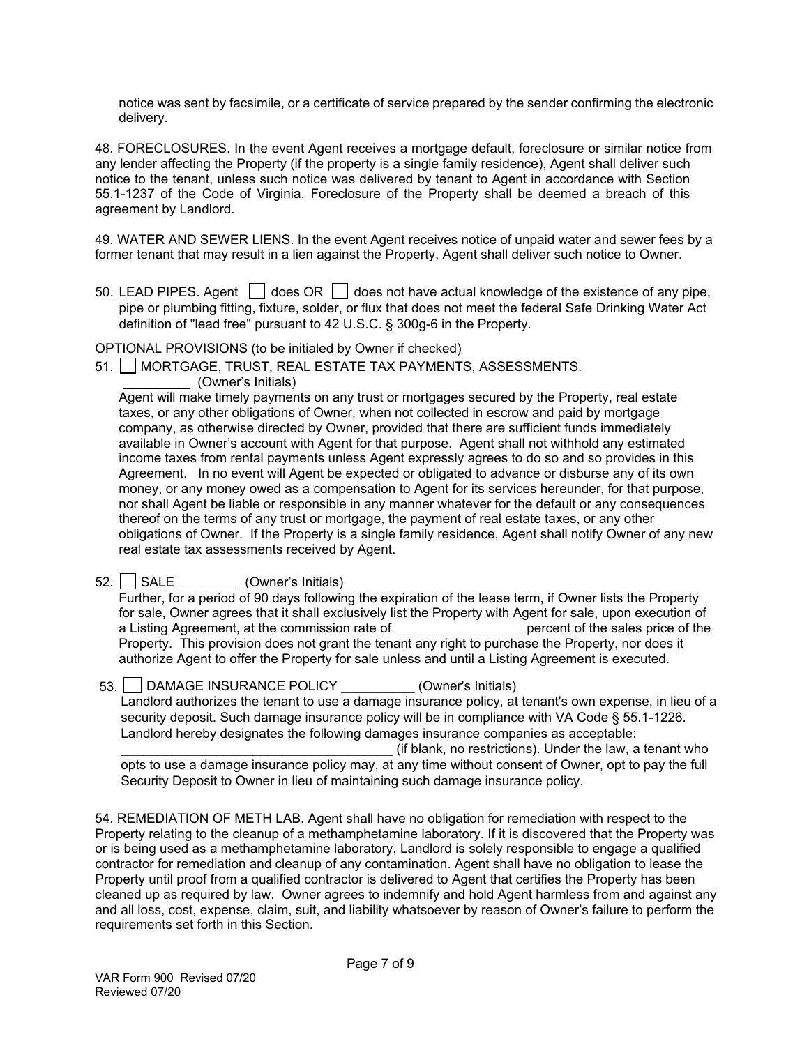notice was sent by facsimile, or a certificate of service prepared by the sender confirming the electronic delivery.

48. FORECLOSURES. In the event Agent receives a mortgage default, foreclosure or similar notice from any lender affecting the Property (if the property is a single family residence), Agent shall deliver such notice to the tenant, unless such notice was delivered by tenant to Agent in accordance with Section 55.1-1237 of the Code of Virginia. Foreclosure of the Property shall be deemed a breach of this agreement by Landlord.

49. WATER AND SEWER LIENS. In the event Agent receives notice of unpaid water and sewer fees by a former tenant that may result in a lien against the Property, Agent shall deliver such notice to Owner.

50. LEAD PIPES. Agent ☐ does OR ☐ does not have actual knowledge of the existence of any pipe, pipe or plumbing fitting, fixture, solder, or flux that does not meet the federal Safe Drinking Water Act definition of "lead free" pursuant to 42 U.S.C. § 300g-6 in the Property.

OPTIONAL PROVISIONS (to be initialed by Owner if checked)

51. ☐ MORTGAGE, TRUST, REAL ESTATE TAX PAYMENTS, ASSESSMENTS. _________ (Owner's Initials)
Agent will make timely payments on any trust or mortgages secured by the Property, real estate taxes, or any other obligations of Owner, when not collected in escrow and paid by mortgage company, as otherwise directed by Owner, provided that there are sufficient funds immediately available in Owner's account with Agent for that purpose. Agent shall not withhold any estimated income taxes from rental payments unless Agent expressly agrees to do so and so provides in this Agreement. In no event will Agent be expected or obligated to advance or disburse any of its own money, or any money owed as a compensation to Agent for its services hereunder, for that purpose, nor shall Agent be liable or responsible in any manner whatever for the default or any consequences thereof on the terms of any trust or mortgage, the payment of real estate taxes, or any other obligations of Owner. If the Property is a single family residence, Agent shall notify Owner of any new real estate tax assessments received by Agent.

52. ☐ SALE ________ (Owner's Initials)
Further, for a period of 90 days following the expiration of the lease term, if Owner lists the Property for sale, Owner agrees that it shall exclusively list the Property with Agent for sale, upon execution of a Listing Agreement, at the commission rate of _________________ percent of the sales price of the Property. This provision does not grant the tenant any right to purchase the Property, nor does it authorize Agent to offer the Property for sale unless and until a Listing Agreement is executed.

53. ☐ DAMAGE INSURANCE POLICY __________ (Owner's Initials)
Landlord authorizes the tenant to use a damage insurance policy, at tenant's own expense, in lieu of a security deposit. Such damage insurance policy will be in compliance with VA Code § 55.1-1226. Landlord hereby designates the following damages insurance companies as acceptable: _____________________________________ (if blank, no restrictions). Under the law, a tenant who opts to use a damage insurance policy may, at any time without consent of Owner, opt to pay the full Security Deposit to Owner in lieu of maintaining such damage insurance policy.

54. REMEDIATION OF METH LAB. Agent shall have no obligation for remediation with respect to the Property relating to the cleanup of a methamphetamine laboratory. If it is discovered that the Property was or is being used as a methamphetamine laboratory, Landlord is solely responsible to engage a qualified contractor for remediation and cleanup of any contamination. Agent shall have no obligation to lease the Property until proof from a qualified contractor is delivered to Agent that certifies the Property has been cleaned up as required by law. Owner agrees to indemnify and hold Agent harmless from and against any and all loss, cost, expense, claim, suit, and liability whatsoever by reason of Owner's failure to perform the requirements set forth in this Section.

VAR Form 900 Revised 07/20
Reviewed 07/20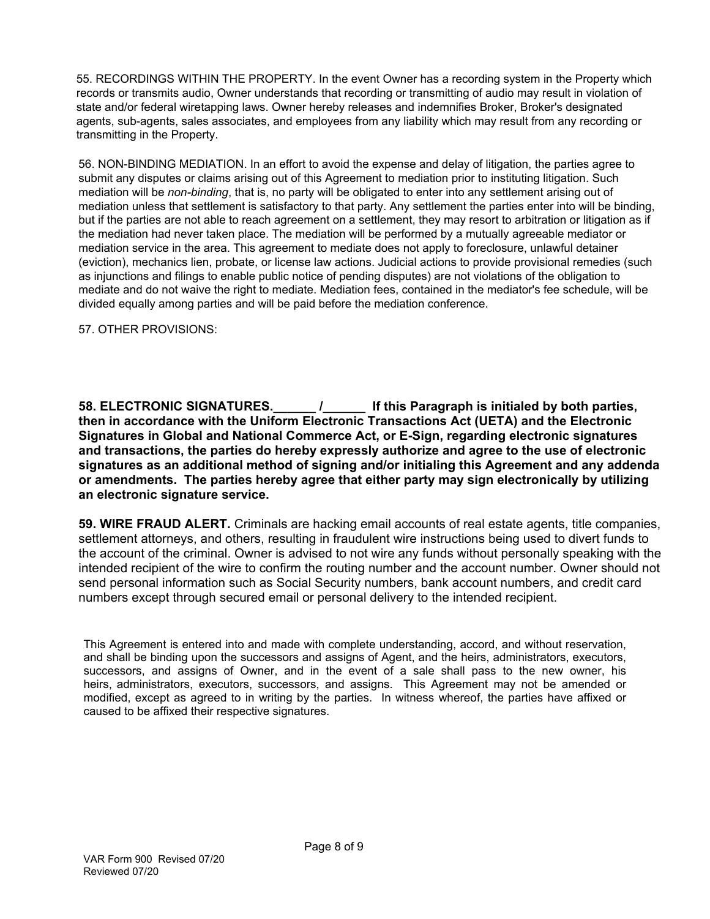55. RECORDINGS WITHIN THE PROPERTY. In the event Owner has a recording system in the Property which records or transmits audio, Owner understands that recording or transmitting of audio may result in violation of state and/or federal wiretapping laws. Owner hereby releases and indemnifies Broker, Broker's designated agents, sub-agents, sales associates, and employees from any liability which may result from any recording or transmitting in the Property.

56. NON-BINDING MEDIATION. In an effort to avoid the expense and delay of litigation, the parties agree to submit any disputes or claims arising out of this Agreement to mediation prior to instituting litigation. Such mediation will be *non-binding*, that is, no party will be obligated to enter into any settlement arising out of mediation unless that settlement is satisfactory to that party. Any settlement the parties enter into will be binding, but if the parties are not able to reach agreement on a settlement, they may resort to arbitration or litigation as if the mediation had never taken place. The mediation will be performed by a mutually agreeable mediator or mediation service in the area. This agreement to mediate does not apply to foreclosure, unlawful detainer (eviction), mechanics lien, probate, or license law actions. Judicial actions to provide provisional remedies (such as injunctions and filings to enable public notice of pending disputes) are not violations of the obligation to mediate and do not waive the right to mediate. Mediation fees, contained in the mediator's fee schedule, will be divided equally among parties and will be paid before the mediation conference.

57. OTHER PROVISIONS:

**58. ELECTRONIC SIGNATURES.______ /______ If this Paragraph is initialed by both parties, then in accordance with the Uniform Electronic Transactions Act (UETA) and the Electronic Signatures in Global and National Commerce Act, or E-Sign, regarding electronic signatures and transactions, the parties do hereby expressly authorize and agree to the use of electronic signatures as an additional method of signing and/or initialing this Agreement and any addenda or amendments. The parties hereby agree that either party may sign electronically by utilizing an electronic signature service.**

**59. WIRE FRAUD ALERT.** Criminals are hacking email accounts of real estate agents, title companies, settlement attorneys, and others, resulting in fraudulent wire instructions being used to divert funds to the account of the criminal. Owner is advised to not wire any funds without personally speaking with the intended recipient of the wire to confirm the routing number and the account number. Owner should not send personal information such as Social Security numbers, bank account numbers, and credit card numbers except through secured email or personal delivery to the intended recipient.

This Agreement is entered into and made with complete understanding, accord, and without reservation, and shall be binding upon the successors and assigns of Agent, and the heirs, administrators, executors, successors, and assigns of Owner, and in the event of a sale shall pass to the new owner, his heirs, administrators, executors, successors, and assigns. This Agreement may not be amended or modified, except as agreed to in writing by the parties. In witness whereof, the parties have affixed or caused to be affixed their respective signatures.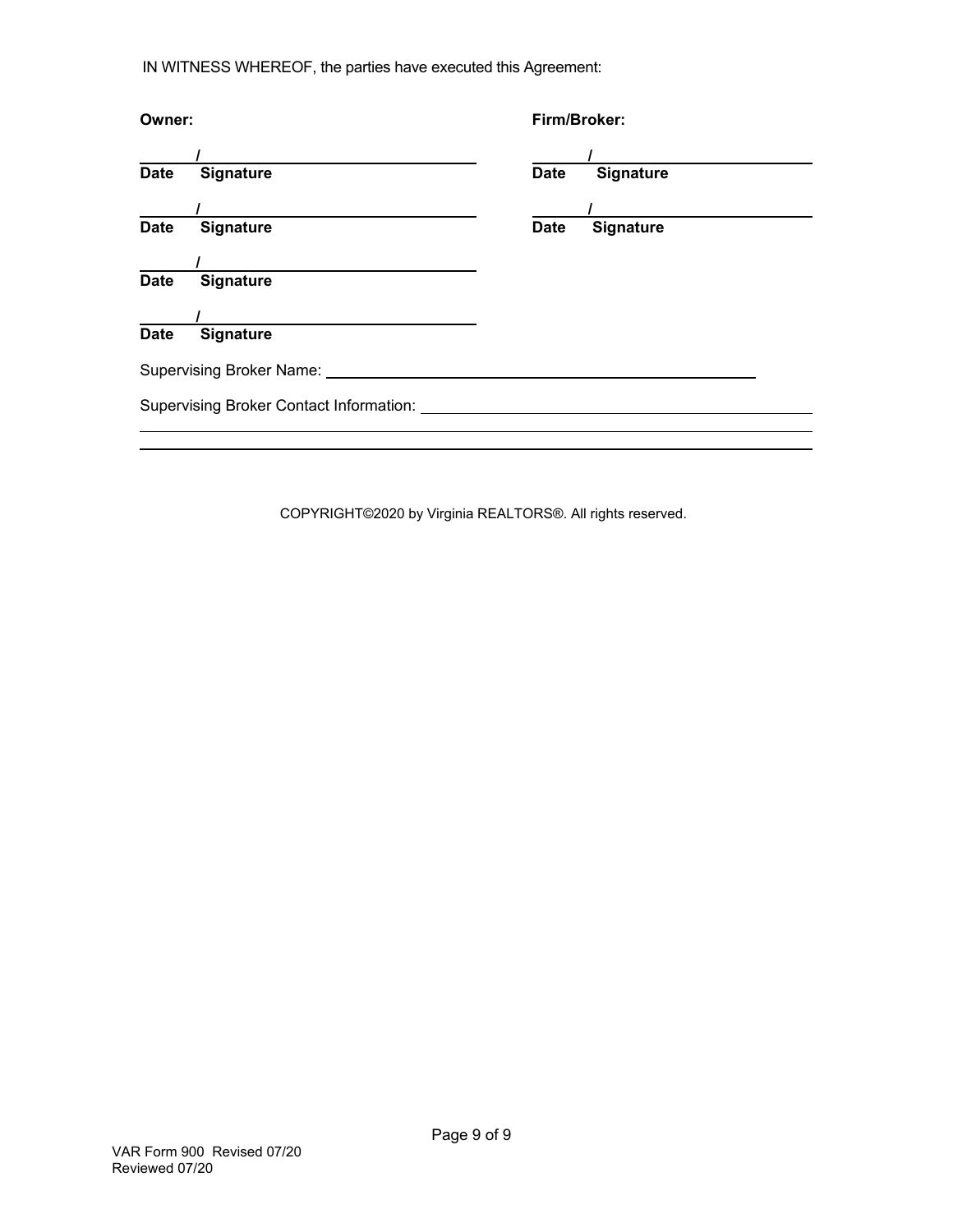IN WITNESS WHEREOF, the parties have executed this Agreement:

| **Owner:** | **Firm/Broker:** |
| --- | --- |
| ______/____________________ | ______/____________________ |
| **Date Signature** | **Date Signature** |
| ______/____________________ | ______/____________________ |
| **Date Signature** | **Date Signature** |
| ______/____________________ | |
| **Date Signature** | |
| ______/____________________ | |
| **Date Signature** | |

Supervising Broker Name: ________________________________________________

Supervising Broker Contact Information: ________________________________________________

________________________________________________________________________

________________________________________________________________________

COPYRIGHT©2020 by Virginia REALTORS®. All rights reserved.

VAR Form 900 Revised 07/20
Reviewed 07/20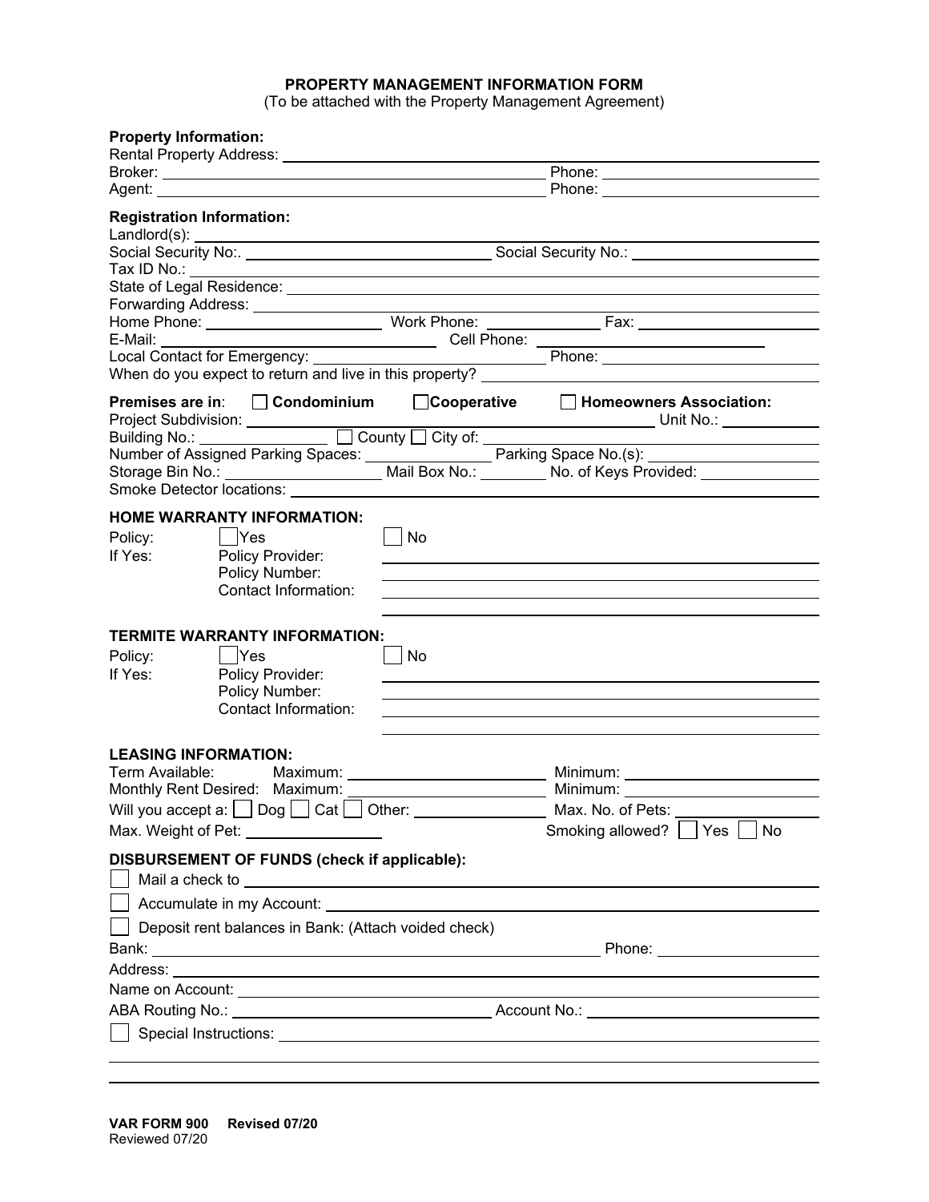# PROPERTY MANAGEMENT INFORMATION FORM

(To be attached with the Property Management Agreement)

**Property Information:**

Rental Property Address: ______________________________

Broker: ______________________________ Phone: ______________

Agent: ______________________________ Phone: ______________

**Registration Information:**

Landlord(s): ______________________________

Social Security No:. ______________ Social Security No.: ______________

Tax ID No.: ______________________________

State of Legal Residence: ______________________________

Forwarding Address: ______________________________

Home Phone: ______________ Work Phone: ______________ Fax: ______________

E-Mail: ______________ Cell Phone: ______________

Local Contact for Emergency: ______________ Phone: ______________

When do you expect to return and live in this property? ______________

**Premises are in**: ☐ **Condominium** ☐ **Cooperative** ☐ **Homeowners Association:**

Project Subdivision: ______________________________ Unit No.: ______________

Building No.: ______________ ☐ County ☐ City of: ______________

Number of Assigned Parking Spaces: ______________ Parking Space No.(s): ______________

Storage Bin No.: ______________ Mail Box No.: ______________ No. of Keys Provided: ______________

Smoke Detector locations: ______________________________

**HOME WARRANTY INFORMATION:**

Policy: ☐ Yes ☐ No

If Yes: Policy Provider: ______________________________

Policy Number: ______________________________

Contact Information: ______________________________

______________________________

**TERMITE WARRANTY INFORMATION:**

Policy: ☐ Yes ☐ No

If Yes: Policy Provider: ______________________________

Policy Number: ______________________________

Contact Information: ______________________________

______________________________

**LEASING INFORMATION:**

Term Available: Maximum: ______________ Minimum: ______________

Monthly Rent Desired: Maximum: ______________ Minimum: ______________

Will you accept a: ☐ Dog ☐ Cat ☐ Other: ______________ Max. No. of Pets: ______________

Max. Weight of Pet: ______________ Smoking allowed? ☐ Yes ☐ No

**DISBURSEMENT OF FUNDS (check if applicable):**

☐ Mail a check to ______________________________

☐ Accumulate in my Account: ______________________________

☐ Deposit rent balances in Bank: (Attach voided check)

Bank: ______________________________ Phone: ______________

Address: ______________________________

Name on Account: ______________________________

ABA Routing No.: ______________ Account No.: ______________

☐ Special Instructions: ______________________________

______________________________

______________________________

**VAR FORM 900 Revised 07/20**
Reviewed 07/20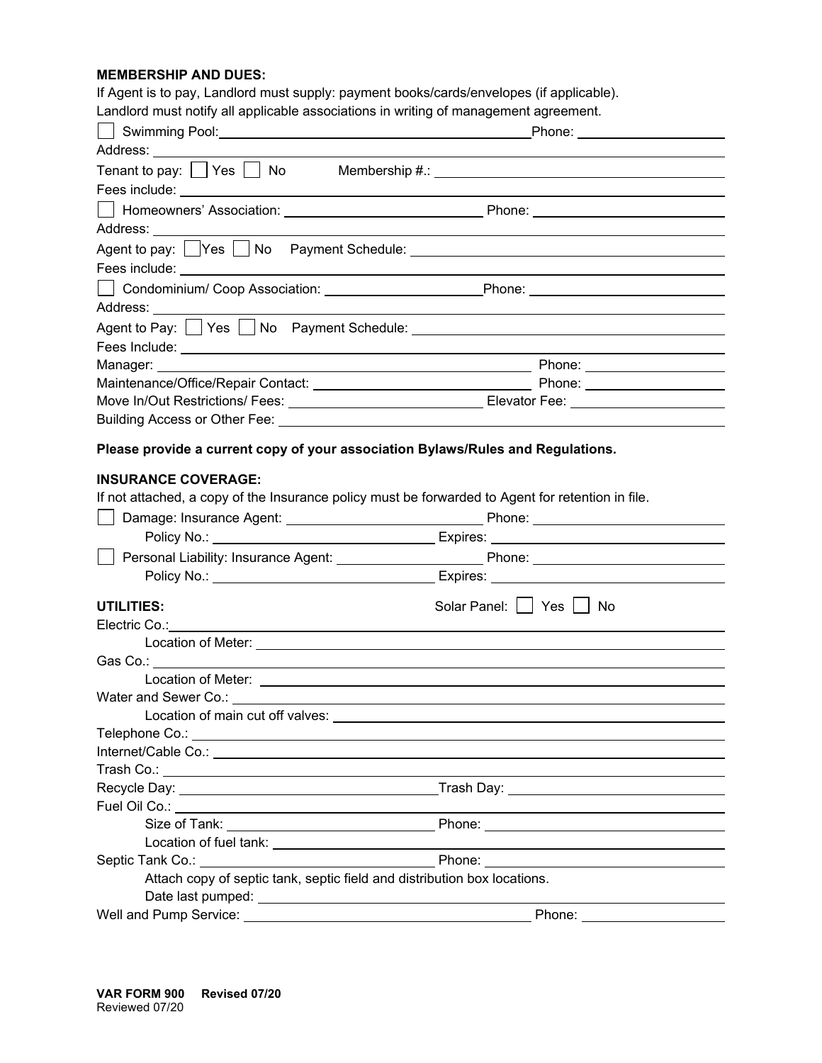**MEMBERSHIP AND DUES:**

If Agent is to pay, Landlord must supply: payment books/cards/envelopes (if applicable).

Landlord must notify all applicable associations in writing of management agreement.

☐ Swimming Pool: ______________________ Phone: ______________

Address: ______________________

Tenant to pay: ☐ Yes ☐ No Membership #.: ______________________

Fees include: ______________________

☐ Homeowners' Association: ______________________ Phone: ______________

Address: ______________________

Agent to pay: ☐ Yes ☐ No Payment Schedule: ______________________

Fees include: ______________________

☐ Condominium/ Coop Association: ______________________ Phone: ______________

Address: ______________________

Agent to Pay: ☐ Yes ☐ No Payment Schedule: ______________________

Fees Include: ______________________

Manager: ______________________ Phone: ______________

Maintenance/Office/Repair Contact: ______________________ Phone: ______________

Move In/Out Restrictions/ Fees: ______________________ Elevator Fee: ______________

Building Access or Other Fee: ______________________

**Please provide a current copy of your association Bylaws/Rules and Regulations.**

**INSURANCE COVERAGE:**

If not attached, a copy of the Insurance policy must be forwarded to Agent for retention in file.

☐ Damage: Insurance Agent: ______________________ Phone: ______________

Policy No.: ______________________ Expires: ______________

☐ Personal Liability: Insurance Agent: ______________________ Phone: ______________

Policy No.: ______________________ Expires: ______________

**UTILITIES:** Solar Panel: ☐ Yes ☐ No

Electric Co.: ______________________

Location of Meter: ______________________

Gas Co.: ______________________

Location of Meter: ______________________

Water and Sewer Co.: ______________________

Location of main cut off valves: ______________________

Telephone Co.: ______________________

Internet/Cable Co.: ______________________

Trash Co.: ______________________

Recycle Day: ______________________ Trash Day: ______________

Fuel Oil Co.: ______________________

Size of Tank: ______________________ Phone: ______________

Location of fuel tank: ______________________

Septic Tank Co.: ______________________ Phone: ______________

Attach copy of septic tank, septic field and distribution box locations.

Date last pumped: ______________________

Well and Pump Service: ______________________ Phone: ______________

**VAR FORM 900 Revised 07/20**
Reviewed 07/20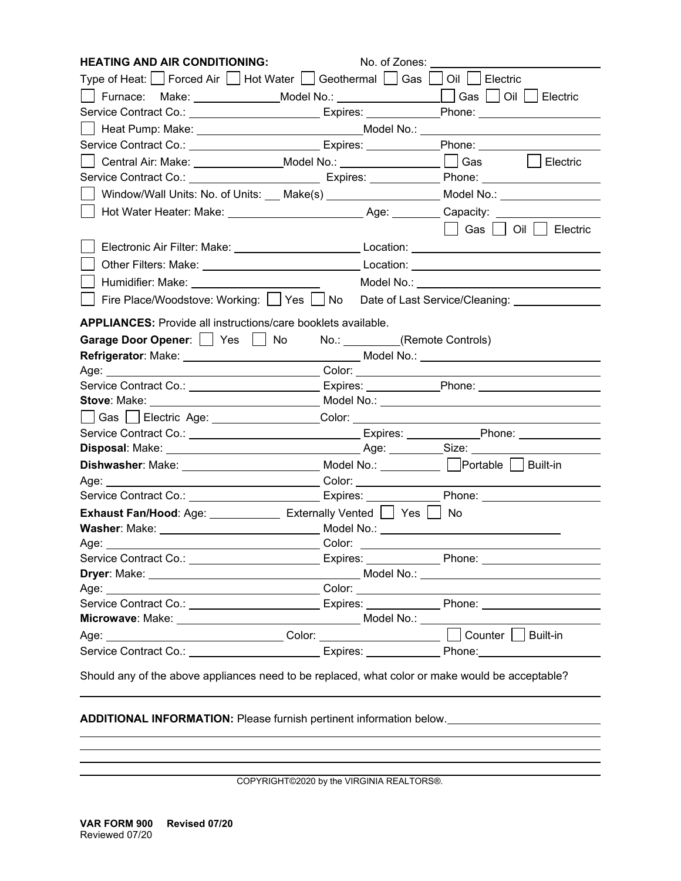**HEATING AND AIR CONDITIONING:** No. of Zones: ______________________

Type of Heat: ☐ Forced Air ☐ Hot Water ☐ Geothermal ☐ Gas ☐ Oil ☐ Electric

☐ Furnace: Make: ______________ Model No.: ______________ ☐ Gas ☐ Oil ☐ Electric

Service Contract Co.: ______________ Expires: ______________ Phone: ______________

☐ Heat Pump: Make: ______________ Model No.: ______________

Service Contract Co.: ______________ Expires: ______________ Phone: ______________

☐ Central Air: Make: ______________ Model No.: ______________ ☐ Gas ☐ Electric

Service Contract Co.: ______________ Expires: ______________ Phone: ______________

☐ Window/Wall Units: No. of Units: ___ Make(s) ______________ Model No.: ______________

☐ Hot Water Heater: Make: ______________ Age: ________ Capacity: ______________
☐ Gas ☐ Oil ☐ Electric

☐ Electronic Air Filter: Make: ______________ Location: ______________

☐ Other Filters: Make: ______________ Location: ______________

☐ Humidifier: Make: ______________ Model No.: ______________

☐ Fire Place/Woodstove: Working: ☐ Yes ☐ No Date of Last Service/Cleaning: ______________

**APPLIANCES:** Provide all instructions/care booklets available.

**Garage Door Opener**: ☐ Yes ☐ No No.: _________ (Remote Controls)

**Refrigerator**: Make: ______________ Model No.: ______________

Age: ______________ Color: ______________

Service Contract Co.: ______________ Expires: ______________ Phone: ______________

**Stove**: Make: ______________ Model No.: ______________

☐ Gas ☐ Electric Age: ______________ Color: ______________

Service Contract Co.: ______________ Expires: ______________ Phone: ______________

**Disposal**: Make: ______________ Age: ________ Size: ______________

**Dishwasher**: Make: ______________ Model No.: ______________ ☐ Portable ☐ Built-in

Age: ______________ Color: ______________

Service Contract Co.: ______________ Expires: ______________ Phone: ______________

**Exhaust Fan/Hood**: Age: ______________ Externally Vented ☐ Yes ☐ No

**Washer**: Make: ______________ Model No.: ______________

Age: ______________ Color: ______________

Service Contract Co.: ______________ Expires: ______________ Phone: ______________

**Dryer**: Make: ______________ Model No.: ______________

Age: ______________ Color: ______________

Service Contract Co.: ______________ Expires: ______________ Phone: ______________

**Microwave**: Make: ______________ Model No.: ______________

Age: ______________ Color: ______________ ☐ Counter ☐ Built-in

Service Contract Co.: ______________ Expires: ______________ Phone: ______________

Should any of the above appliances need to be replaced, what color or make would be acceptable?

______________________________________________________________________

**ADDITIONAL INFORMATION:** Please furnish pertinent information below. ______________________

______________________________________________________________________

______________________________________________________________________

______________________________________________________________________

______________________________________________________________________

COPYRIGHT©2020 by the VIRGINIA REALTORS®.

**VAR FORM 900 Revised 07/20**
Reviewed 07/20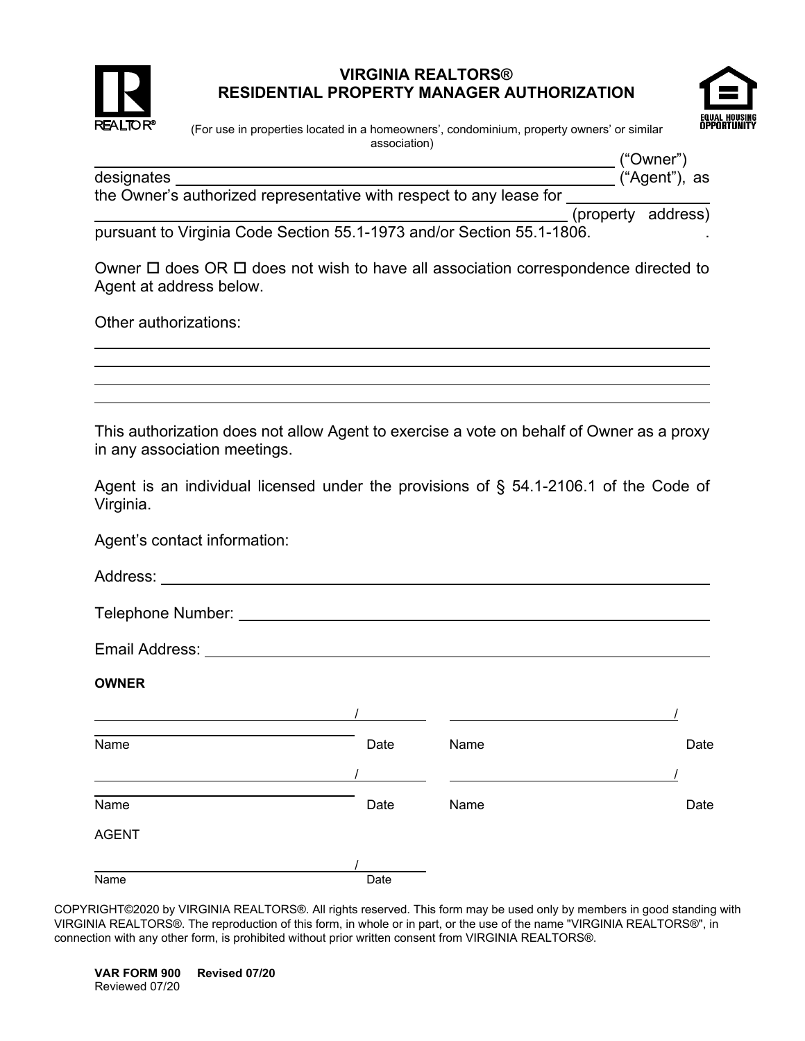# VIRGINIA REALTORS®
# RESIDENTIAL PROPERTY MANAGER AUTHORIZATION

(For use in properties located in a homeowners', condominium, property owners' or similar association)

_______________________________________________ ("Owner")
designates _______________________________________ ("Agent"), as the Owner's authorized representative with respect to any lease for _______________
_______________________________________________ (property address)
pursuant to Virginia Code Section 55.1-1973 and/or Section 55.1-1806.

Owner ☐ does OR ☐ does not wish to have all association correspondence directed to Agent at address below.

Other authorizations:

_______________________________________________

_______________________________________________

_______________________________________________

_______________________________________________

This authorization does not allow Agent to exercise a vote on behalf of Owner as a proxy in any association meetings.

Agent is an individual licensed under the provisions of § 54.1-2106.1 of the Code of Virginia.

Agent's contact information:

Address: _______________________________________________

Telephone Number: _______________________________________________

Email Address: _______________________________________________

**OWNER**

| | | | |
|---|---|---|---|
| _______________________ / | ________ | _______________________ / | |
| Name | Date | Name | Date |
| _______________________ / | ________ | _______________________ / | |
| Name | Date | Name | Date |

AGENT

| | |
|---|---|
| _______________________ / | ________ |
| Name | Date |

COPYRIGHT©2020 by VIRGINIA REALTORS®. All rights reserved. This form may be used only by members in good standing with VIRGINIA REALTORS®. The reproduction of this form, in whole or in part, or the use of the name "VIRGINIA REALTORS®", in connection with any other form, is prohibited without prior written consent from VIRGINIA REALTORS®.

**VAR FORM 900 Revised 07/20**
Reviewed 07/20